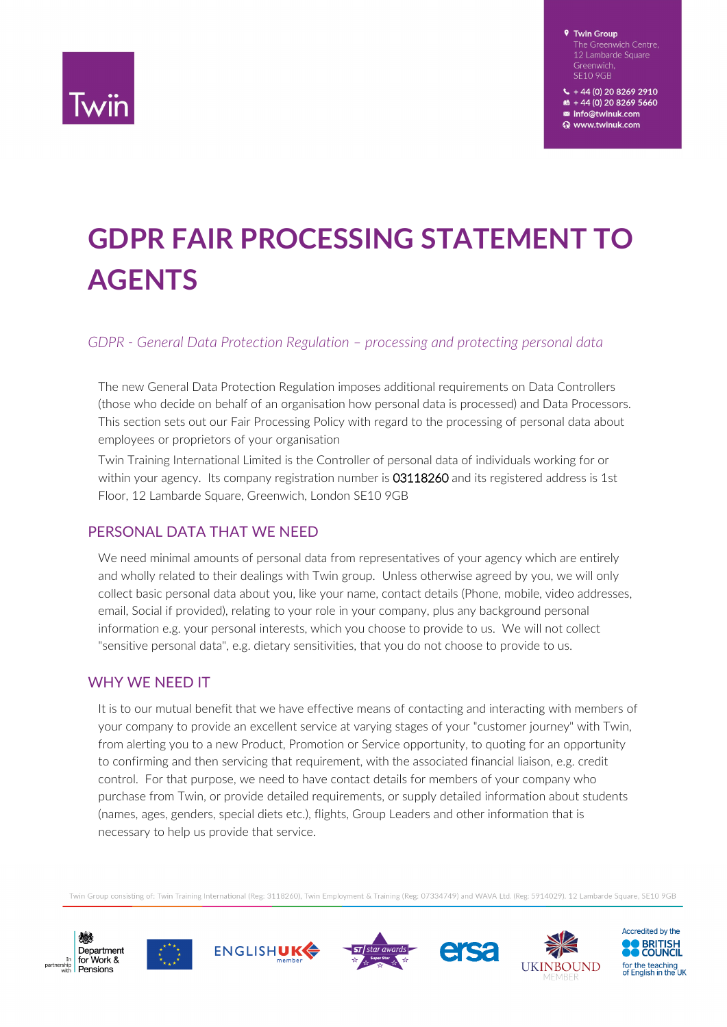Twin Group
The Greenwich Centre,
12 Lambarde Square
Greenwich,
SE10 9GB

+ 44 (0) 20 8269 2910
+ 44 (0) 20 8269 5660
info@twinuk.com
www.twinuk.com

# GDPR FAIR PROCESSING STATEMENT TO AGENTS

*GDPR - General Data Protection Regulation – processing and protecting personal data*

The new General Data Protection Regulation imposes additional requirements on Data Controllers (those who decide on behalf of an organisation how personal data is processed) and Data Processors. This section sets out our Fair Processing Policy with regard to the processing of personal data about employees or proprietors of your organisation

Twin Training International Limited is the Controller of personal data of individuals working for or within your agency. Its company registration number is 03118260 and its registered address is 1st Floor, 12 Lambarde Square, Greenwich, London SE10 9GB

## PERSONAL DATA THAT WE NEED

We need minimal amounts of personal data from representatives of your agency which are entirely and wholly related to their dealings with Twin group. Unless otherwise agreed by you, we will only collect basic personal data about you, like your name, contact details (Phone, mobile, video addresses, email, Social if provided), relating to your role in your company, plus any background personal information e.g. your personal interests, which you choose to provide to us. We will not collect "sensitive personal data", e.g. dietary sensitivities, that you do not choose to provide to us.

## WHY WE NEED IT

It is to our mutual benefit that we have effective means of contacting and interacting with members of your company to provide an excellent service at varying stages of your "customer journey" with Twin, from alerting you to a new Product, Promotion or Service opportunity, to quoting for an opportunity to confirming and then servicing that requirement, with the associated financial liaison, e.g. credit control. For that purpose, we need to have contact details for members of your company who purchase from Twin, or provide detailed requirements, or supply detailed information about students (names, ages, genders, special diets etc.), flights, Group Leaders and other information that is necessary to help us provide that service.

Twin Group consisting of: Twin Training International (Reg: 3118260), Twin Employment & Training (Reg: 07334749) and WAVA Ltd. (Reg: 5914029). 12 Lambarde Square, SE10 9GB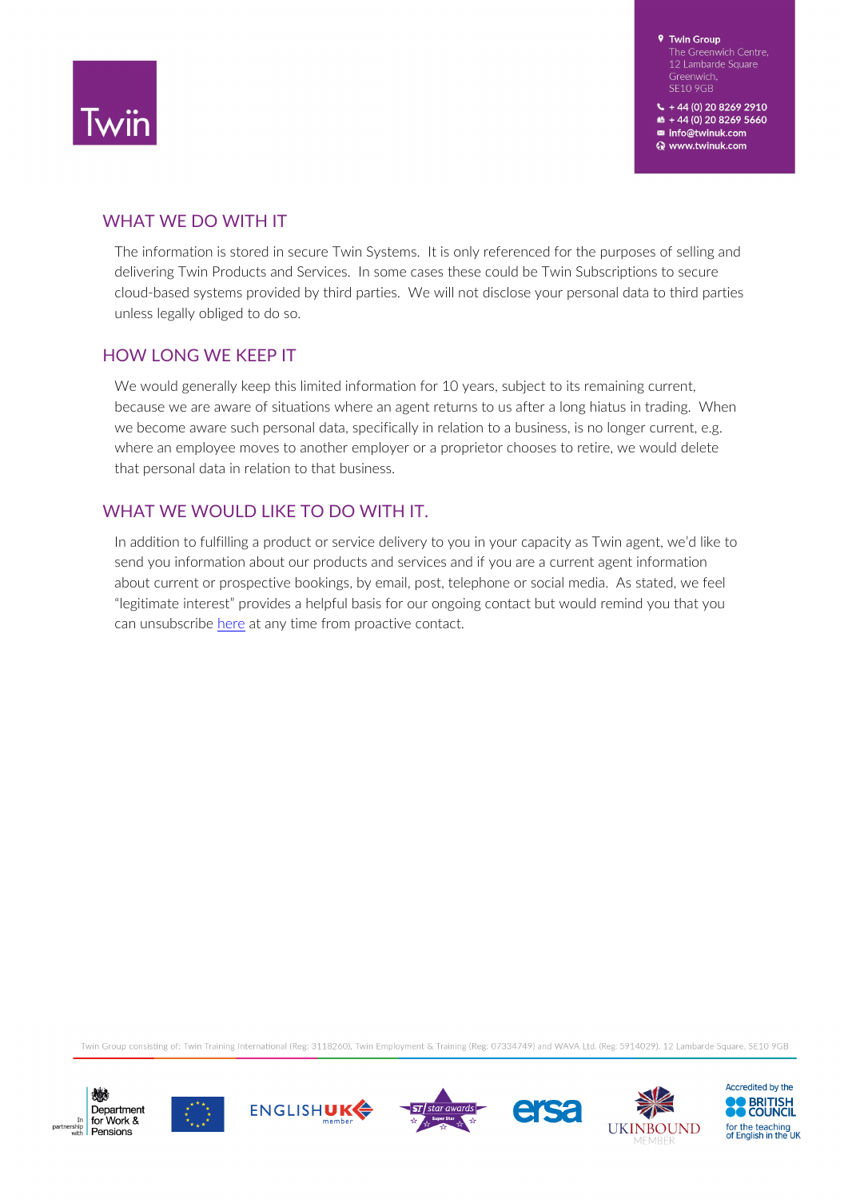## WHAT WE DO WITH IT

The information is stored in secure Twin Systems. It is only referenced for the purposes of selling and delivering Twin Products and Services. In some cases these could be Twin Subscriptions to secure cloud-based systems provided by third parties. We will not disclose your personal data to third parties unless legally obliged to do so.

## HOW LONG WE KEEP IT

We would generally keep this limited information for 10 years, subject to its remaining current, because we are aware of situations where an agent returns to us after a long hiatus in trading. When we become aware such personal data, specifically in relation to a business, is no longer current, e.g. where an employee moves to another employer or a proprietor chooses to retire, we would delete that personal data in relation to that business.

## WHAT WE WOULD LIKE TO DO WITH IT.

In addition to fulfilling a product or service delivery to you in your capacity as Twin agent, we'd like to send you information about our products and services and if you are a current agent information about current or prospective bookings, by email, post, telephone or social media. As stated, we feel "legitimate interest" provides a helpful basis for our ongoing contact but would remind you that you can unsubscribe here at any time from proactive contact.